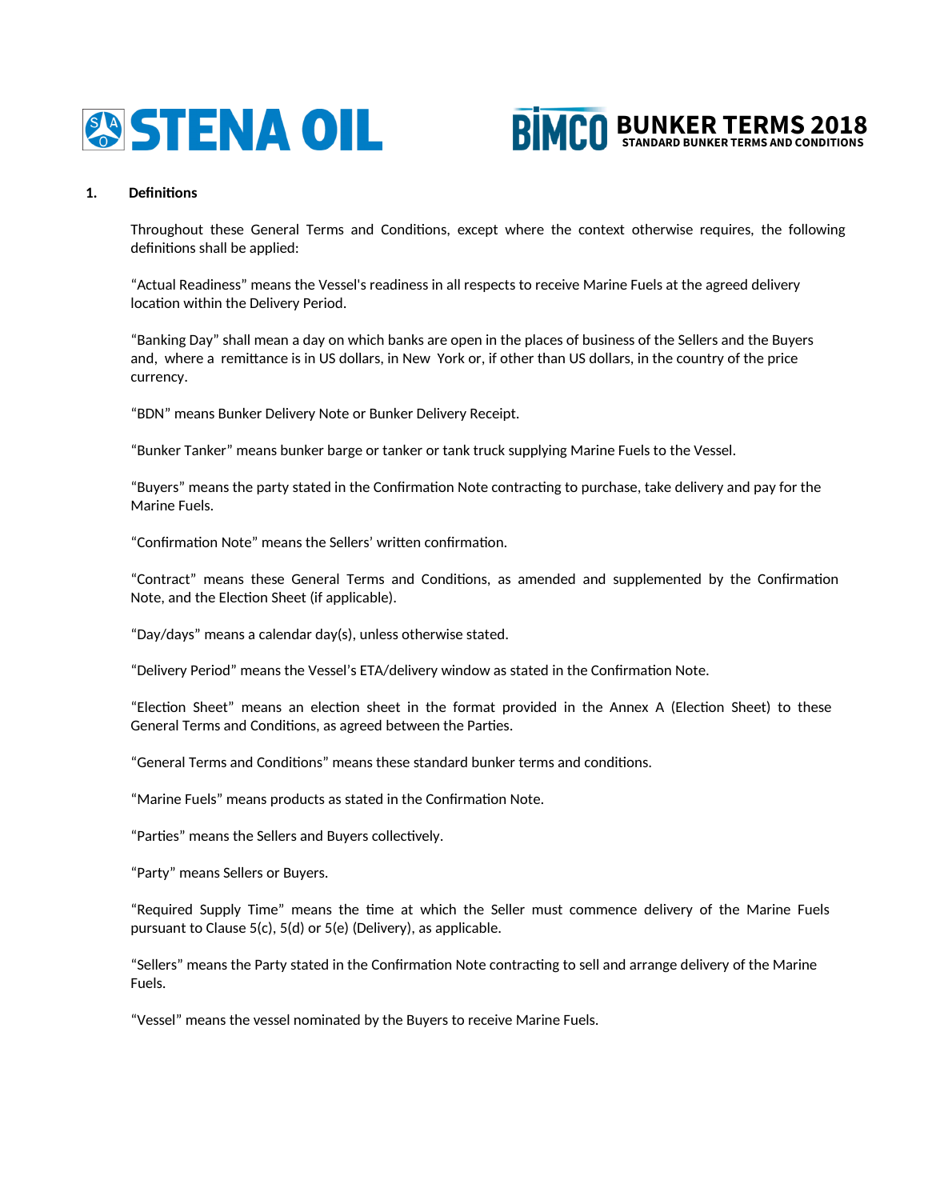# STENA OIL

# BIMCO BUNKER TERMS 2018

STANDARD BUNKER TERMS AND CONDITIONS

## 1. Definitions

Throughout these General Terms and Conditions, except where the context otherwise requires, the following definitions shall be applied:

"Actual Readiness" means the Vessel's readiness in all respects to receive Marine Fuels at the agreed delivery location within the Delivery Period.

"Banking Day" shall mean a day on which banks are open in the places of business of the Sellers and the Buyers and, where a remittance is in US dollars, in New York or, if other than US dollars, in the country of the price currency.

"BDN" means Bunker Delivery Note or Bunker Delivery Receipt.

"Bunker Tanker" means bunker barge or tanker or tank truck supplying Marine Fuels to the Vessel.

"Buyers" means the party stated in the Confirmation Note contracting to purchase, take delivery and pay for the Marine Fuels.

"Confirmation Note" means the Sellers' written confirmation.

"Contract" means these General Terms and Conditions, as amended and supplemented by the Confirmation Note, and the Election Sheet (if applicable).

"Day/days" means a calendar day(s), unless otherwise stated.

"Delivery Period" means the Vessel's ETA/delivery window as stated in the Confirmation Note.

"Election Sheet" means an election sheet in the format provided in the Annex A (Election Sheet) to these General Terms and Conditions, as agreed between the Parties.

"General Terms and Conditions" means these standard bunker terms and conditions.

"Marine Fuels" means products as stated in the Confirmation Note.

"Parties" means the Sellers and Buyers collectively.

"Party" means Sellers or Buyers.

"Required Supply Time" means the time at which the Seller must commence delivery of the Marine Fuels pursuant to Clause 5(c), 5(d) or 5(e) (Delivery), as applicable.

"Sellers" means the Party stated in the Confirmation Note contracting to sell and arrange delivery of the Marine Fuels.

"Vessel" means the vessel nominated by the Buyers to receive Marine Fuels.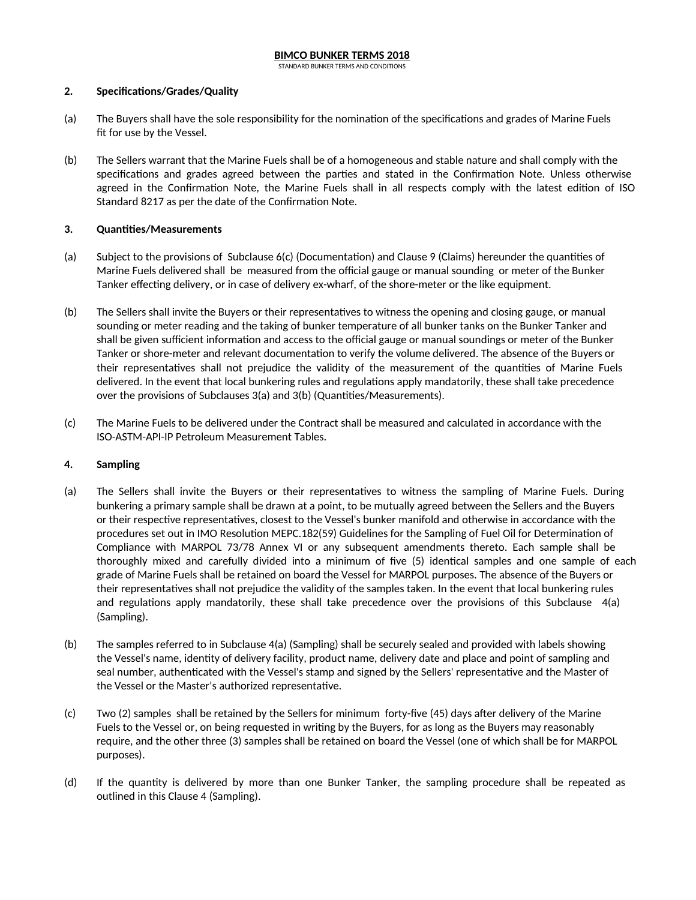**BIMCO BUNKER TERMS 2018**

STANDARD BUNKER TERMS AND CONDITIONS

## 2. Specifications/Grades/Quality

(a) The Buyers shall have the sole responsibility for the nomination of the specifications and grades of Marine Fuels fit for use by the Vessel.

(b) The Sellers warrant that the Marine Fuels shall be of a homogeneous and stable nature and shall comply with the specifications and grades agreed between the parties and stated in the Confirmation Note. Unless otherwise agreed in the Confirmation Note, the Marine Fuels shall in all respects comply with the latest edition of ISO Standard 8217 as per the date of the Confirmation Note.

## 3. Quantities/Measurements

(a) Subject to the provisions of Subclause 6(c) (Documentation) and Clause 9 (Claims) hereunder the quantities of Marine Fuels delivered shall be measured from the official gauge or manual sounding or meter of the Bunker Tanker effecting delivery, or in case of delivery ex-wharf, of the shore-meter or the like equipment.

(b) The Sellers shall invite the Buyers or their representatives to witness the opening and closing gauge, or manual sounding or meter reading and the taking of bunker temperature of all bunker tanks on the Bunker Tanker and shall be given sufficient information and access to the official gauge or manual soundings or meter of the Bunker Tanker or shore-meter and relevant documentation to verify the volume delivered. The absence of the Buyers or their representatives shall not prejudice the validity of the measurement of the quantities of Marine Fuels delivered. In the event that local bunkering rules and regulations apply mandatorily, these shall take precedence over the provisions of Subclauses 3(a) and 3(b) (Quantities/Measurements).

(c) The Marine Fuels to be delivered under the Contract shall be measured and calculated in accordance with the ISO-ASTM-API-IP Petroleum Measurement Tables.

## 4. Sampling

(a) The Sellers shall invite the Buyers or their representatives to witness the sampling of Marine Fuels. During bunkering a primary sample shall be drawn at a point, to be mutually agreed between the Sellers and the Buyers or their respective representatives, closest to the Vessel's bunker manifold and otherwise in accordance with the procedures set out in IMO Resolution MEPC.182(59) Guidelines for the Sampling of Fuel Oil for Determination of Compliance with MARPOL 73/78 Annex VI or any subsequent amendments thereto. Each sample shall be thoroughly mixed and carefully divided into a minimum of five (5) identical samples and one sample of each grade of Marine Fuels shall be retained on board the Vessel for MARPOL purposes. The absence of the Buyers or their representatives shall not prejudice the validity of the samples taken. In the event that local bunkering rules and regulations apply mandatorily, these shall take precedence over the provisions of this Subclause 4(a) (Sampling).

(b) The samples referred to in Subclause 4(a) (Sampling) shall be securely sealed and provided with labels showing the Vessel's name, identity of delivery facility, product name, delivery date and place and point of sampling and seal number, authenticated with the Vessel's stamp and signed by the Sellers' representative and the Master of the Vessel or the Master's authorized representative.

(c) Two (2) samples shall be retained by the Sellers for minimum forty-five (45) days after delivery of the Marine Fuels to the Vessel or, on being requested in writing by the Buyers, for as long as the Buyers may reasonably require, and the other three (3) samples shall be retained on board the Vessel (one of which shall be for MARPOL purposes).

(d) If the quantity is delivered by more than one Bunker Tanker, the sampling procedure shall be repeated as outlined in this Clause 4 (Sampling).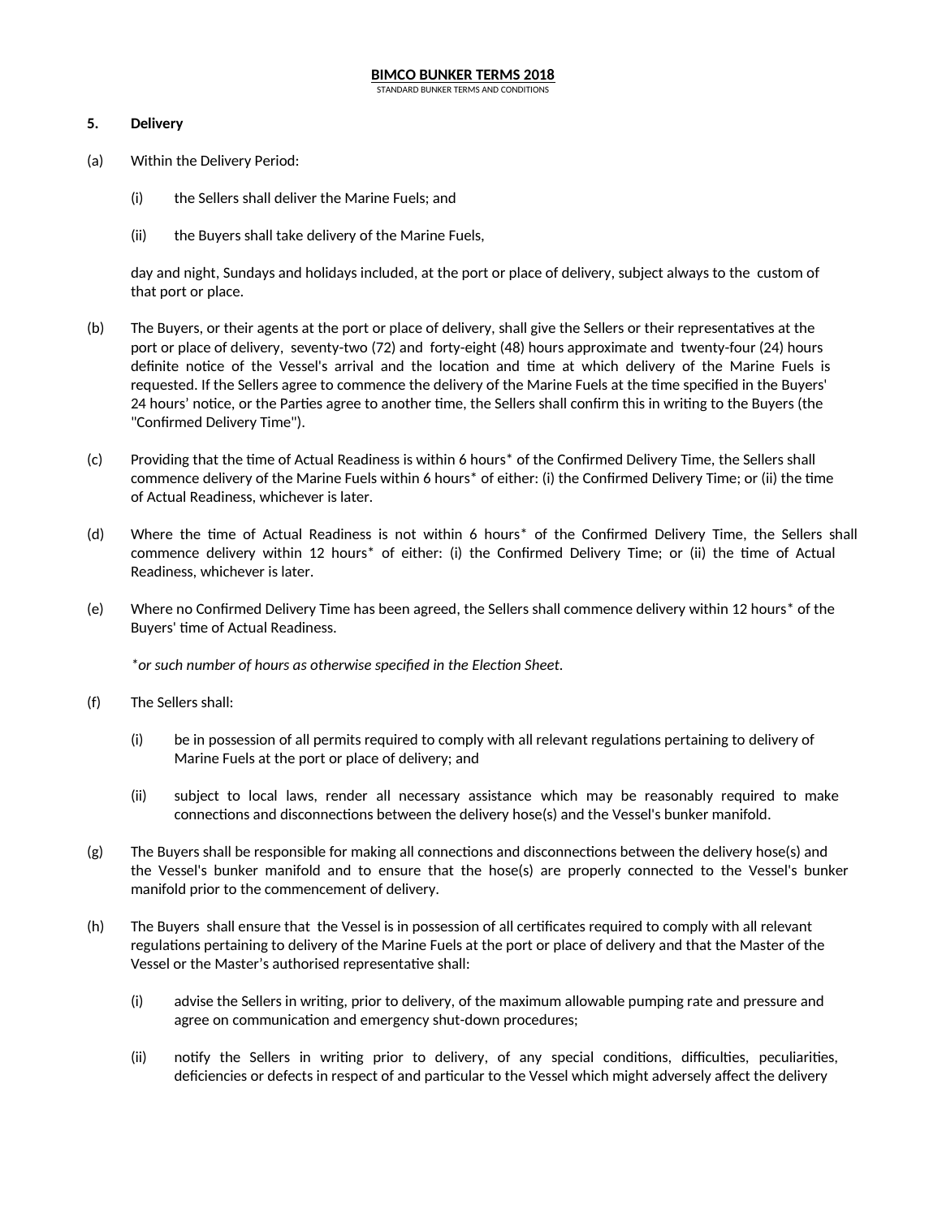## 5. Delivery

(a) Within the Delivery Period:

(i) the Sellers shall deliver the Marine Fuels; and

(ii) the Buyers shall take delivery of the Marine Fuels,

day and night, Sundays and holidays included, at the port or place of delivery, subject always to the custom of that port or place.

(b) The Buyers, or their agents at the port or place of delivery, shall give the Sellers or their representatives at the port or place of delivery, seventy-two (72) and forty-eight (48) hours approximate and twenty-four (24) hours definite notice of the Vessel's arrival and the location and time at which delivery of the Marine Fuels is requested. If the Sellers agree to commence the delivery of the Marine Fuels at the time specified in the Buyers' 24 hours' notice, or the Parties agree to another time, the Sellers shall confirm this in writing to the Buyers (the "Confirmed Delivery Time").

(c) Providing that the time of Actual Readiness is within 6 hours* of the Confirmed Delivery Time, the Sellers shall commence delivery of the Marine Fuels within 6 hours* of either: (i) the Confirmed Delivery Time; or (ii) the time of Actual Readiness, whichever is later.

(d) Where the time of Actual Readiness is not within 6 hours* of the Confirmed Delivery Time, the Sellers shall commence delivery within 12 hours* of either: (i) the Confirmed Delivery Time; or (ii) the time of Actual Readiness, whichever is later.

(e) Where no Confirmed Delivery Time has been agreed, the Sellers shall commence delivery within 12 hours* of the Buyers' time of Actual Readiness.

*\*or such number of hours as otherwise specified in the Election Sheet.*

(f) The Sellers shall:

(i) be in possession of all permits required to comply with all relevant regulations pertaining to delivery of Marine Fuels at the port or place of delivery; and

(ii) subject to local laws, render all necessary assistance which may be reasonably required to make connections and disconnections between the delivery hose(s) and the Vessel's bunker manifold.

(g) The Buyers shall be responsible for making all connections and disconnections between the delivery hose(s) and the Vessel's bunker manifold and to ensure that the hose(s) are properly connected to the Vessel's bunker manifold prior to the commencement of delivery.

(h) The Buyers shall ensure that the Vessel is in possession of all certificates required to comply with all relevant regulations pertaining to delivery of the Marine Fuels at the port or place of delivery and that the Master of the Vessel or the Master's authorised representative shall:

(i) advise the Sellers in writing, prior to delivery, of the maximum allowable pumping rate and pressure and agree on communication and emergency shut-down procedures;

(ii) notify the Sellers in writing prior to delivery, of any special conditions, difficulties, peculiarities, deficiencies or defects in respect of and particular to the Vessel which might adversely affect the delivery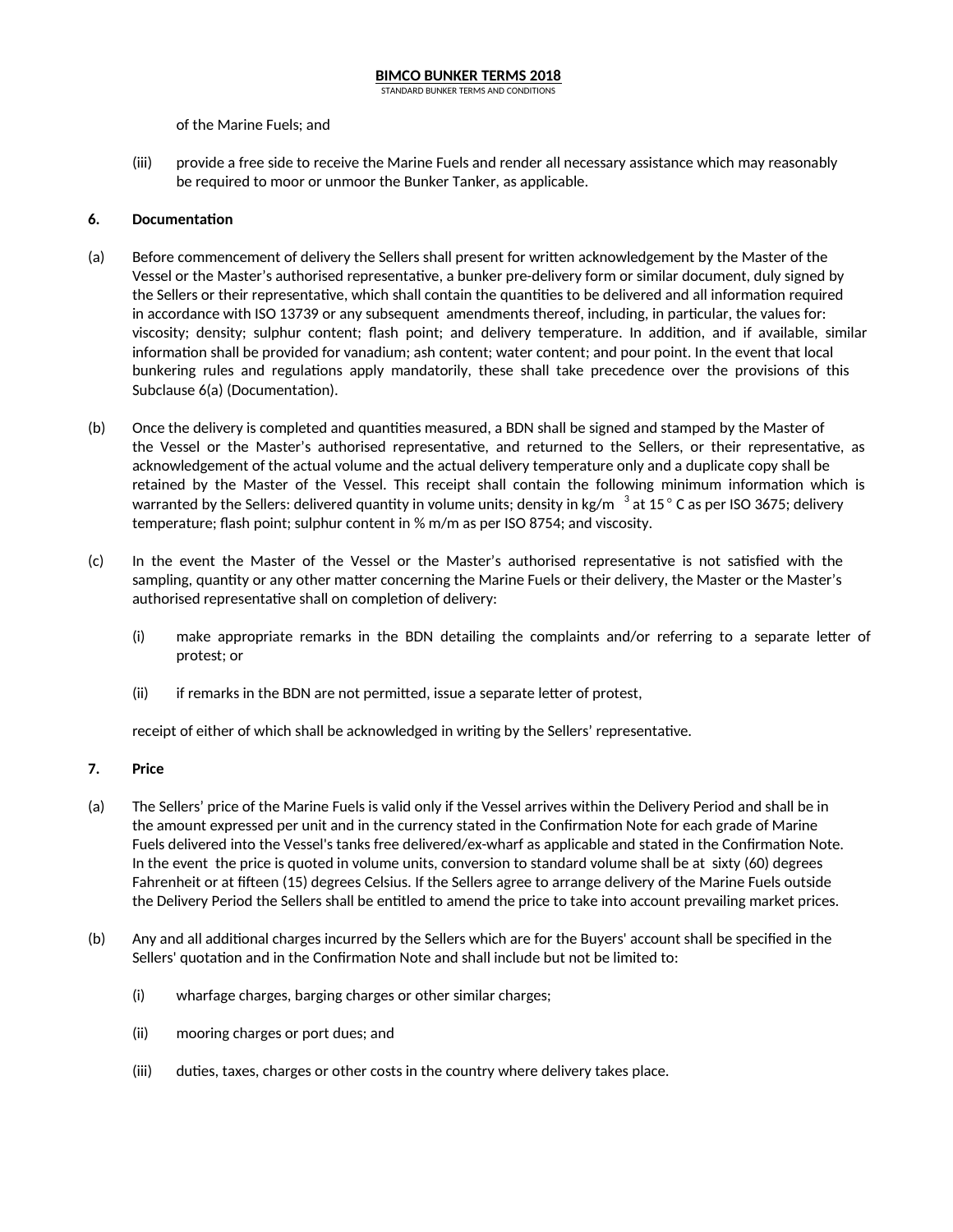of the Marine Fuels; and

(iii) provide a free side to receive the Marine Fuels and render all necessary assistance which may reasonably be required to moor or unmoor the Bunker Tanker, as applicable.

**6. Documentation**

(a) Before commencement of delivery the Sellers shall present for written acknowledgement by the Master of the Vessel or the Master's authorised representative, a bunker pre-delivery form or similar document, duly signed by the Sellers or their representative, which shall contain the quantities to be delivered and all information required in accordance with ISO 13739 or any subsequent amendments thereof, including, in particular, the values for: viscosity; density; sulphur content; flash point; and delivery temperature. In addition, and if available, similar information shall be provided for vanadium; ash content; water content; and pour point. In the event that local bunkering rules and regulations apply mandatorily, these shall take precedence over the provisions of this Subclause 6(a) (Documentation).

(b) Once the delivery is completed and quantities measured, a BDN shall be signed and stamped by the Master of the Vessel or the Master's authorised representative, and returned to the Sellers, or their representative, as acknowledgement of the actual volume and the actual delivery temperature only and a duplicate copy shall be retained by the Master of the Vessel. This receipt shall contain the following minimum information which is warranted by the Sellers: delivered quantity in volume units; density in kg/m$^3$ at 15° C as per ISO 3675; delivery temperature; flash point; sulphur content in % m/m as per ISO 8754; and viscosity.

(c) In the event the Master of the Vessel or the Master's authorised representative is not satisfied with the sampling, quantity or any other matter concerning the Marine Fuels or their delivery, the Master or the Master's authorised representative shall on completion of delivery:

(i) make appropriate remarks in the BDN detailing the complaints and/or referring to a separate letter of protest; or

(ii) if remarks in the BDN are not permitted, issue a separate letter of protest,

receipt of either of which shall be acknowledged in writing by the Sellers' representative.

**7. Price**

(a) The Sellers' price of the Marine Fuels is valid only if the Vessel arrives within the Delivery Period and shall be in the amount expressed per unit and in the currency stated in the Confirmation Note for each grade of Marine Fuels delivered into the Vessel's tanks free delivered/ex-wharf as applicable and stated in the Confirmation Note. In the event the price is quoted in volume units, conversion to standard volume shall be at sixty (60) degrees Fahrenheit or at fifteen (15) degrees Celsius. If the Sellers agree to arrange delivery of the Marine Fuels outside the Delivery Period the Sellers shall be entitled to amend the price to take into account prevailing market prices.

(b) Any and all additional charges incurred by the Sellers which are for the Buyers' account shall be specified in the Sellers' quotation and in the Confirmation Note and shall include but not be limited to:

(i) wharfage charges, barging charges or other similar charges;

(ii) mooring charges or port dues; and

(iii) duties, taxes, charges or other costs in the country where delivery takes place.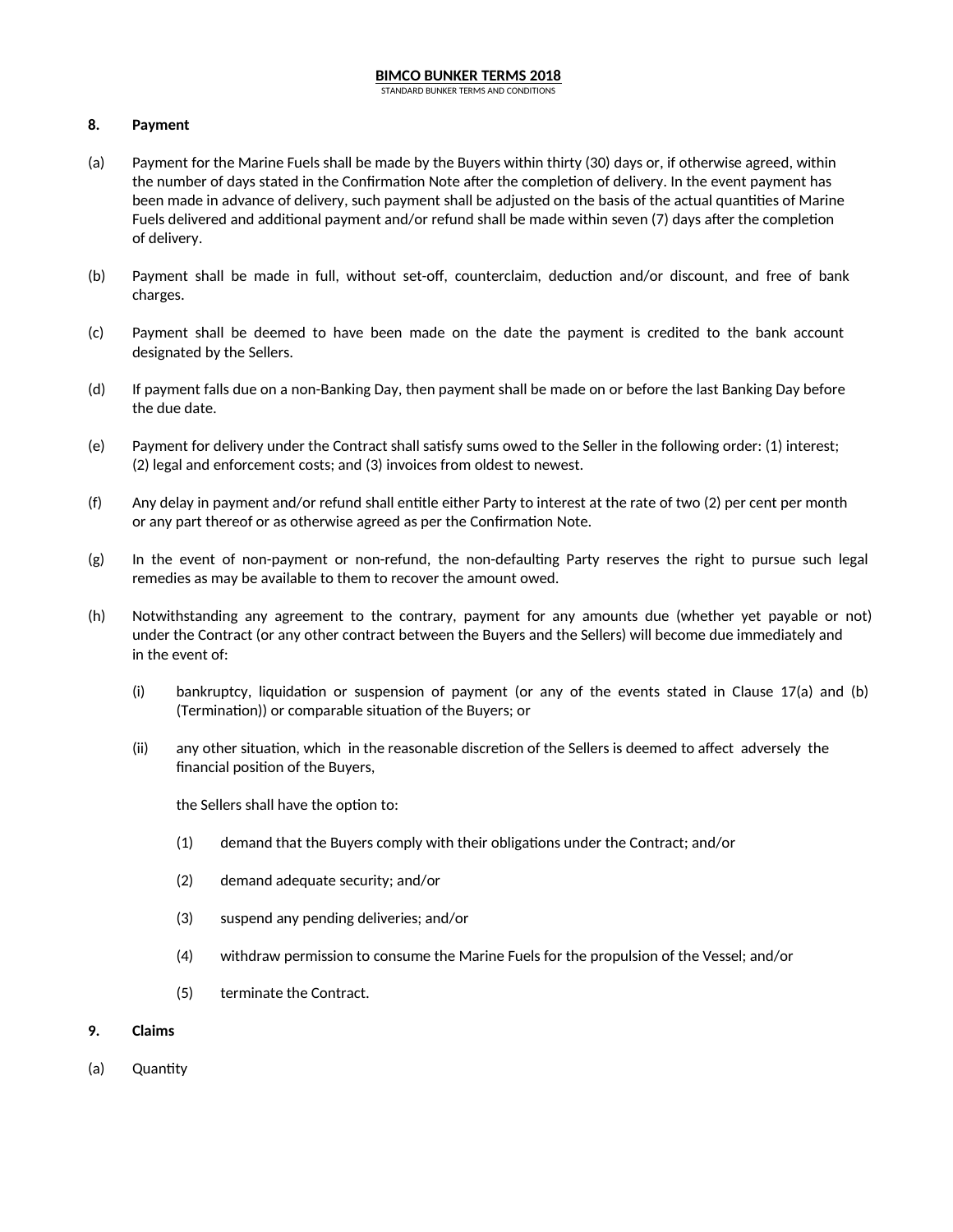## 8. Payment

(a) Payment for the Marine Fuels shall be made by the Buyers within thirty (30) days or, if otherwise agreed, within the number of days stated in the Confirmation Note after the completion of delivery. In the event payment has been made in advance of delivery, such payment shall be adjusted on the basis of the actual quantities of Marine Fuels delivered and additional payment and/or refund shall be made within seven (7) days after the completion of delivery.

(b) Payment shall be made in full, without set-off, counterclaim, deduction and/or discount, and free of bank charges.

(c) Payment shall be deemed to have been made on the date the payment is credited to the bank account designated by the Sellers.

(d) If payment falls due on a non-Banking Day, then payment shall be made on or before the last Banking Day before the due date.

(e) Payment for delivery under the Contract shall satisfy sums owed to the Seller in the following order: (1) interest; (2) legal and enforcement costs; and (3) invoices from oldest to newest.

(f) Any delay in payment and/or refund shall entitle either Party to interest at the rate of two (2) per cent per month or any part thereof or as otherwise agreed as per the Confirmation Note.

(g) In the event of non-payment or non-refund, the non-defaulting Party reserves the right to pursue such legal remedies as may be available to them to recover the amount owed.

(h) Notwithstanding any agreement to the contrary, payment for any amounts due (whether yet payable or not) under the Contract (or any other contract between the Buyers and the Sellers) will become due immediately and in the event of:

(i) bankruptcy, liquidation or suspension of payment (or any of the events stated in Clause 17(a) and (b) (Termination)) or comparable situation of the Buyers; or

(ii) any other situation, which in the reasonable discretion of the Sellers is deemed to affect adversely the financial position of the Buyers,

the Sellers shall have the option to:

(1) demand that the Buyers comply with their obligations under the Contract; and/or

(2) demand adequate security; and/or

(3) suspend any pending deliveries; and/or

(4) withdraw permission to consume the Marine Fuels for the propulsion of the Vessel; and/or

(5) terminate the Contract.

## 9. Claims

(a) Quantity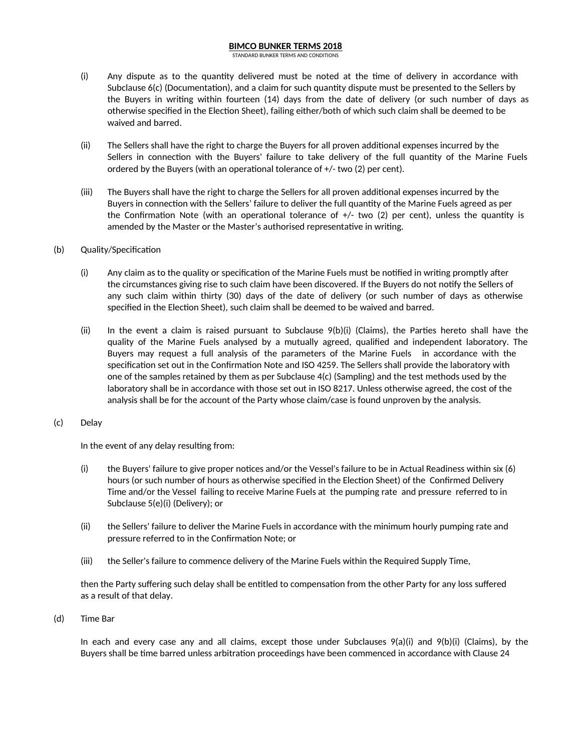(i) Any dispute as to the quantity delivered must be noted at the time of delivery in accordance with Subclause 6(c) (Documentation), and a claim for such quantity dispute must be presented to the Sellers by the Buyers in writing within fourteen (14) days from the date of delivery (or such number of days as otherwise specified in the Election Sheet), failing either/both of which such claim shall be deemed to be waived and barred.

(ii) The Sellers shall have the right to charge the Buyers for all proven additional expenses incurred by the Sellers in connection with the Buyers' failure to take delivery of the full quantity of the Marine Fuels ordered by the Buyers (with an operational tolerance of +/- two (2) per cent).

(iii) The Buyers shall have the right to charge the Sellers for all proven additional expenses incurred by the Buyers in connection with the Sellers' failure to deliver the full quantity of the Marine Fuels agreed as per the Confirmation Note (with an operational tolerance of +/- two (2) per cent), unless the quantity is amended by the Master or the Master's authorised representative in writing.

(b) Quality/Specification

(i) Any claim as to the quality or specification of the Marine Fuels must be notified in writing promptly after the circumstances giving rise to such claim have been discovered. If the Buyers do not notify the Sellers of any such claim within thirty (30) days of the date of delivery (or such number of days as otherwise specified in the Election Sheet), such claim shall be deemed to be waived and barred.

(ii) In the event a claim is raised pursuant to Subclause 9(b)(i) (Claims), the Parties hereto shall have the quality of the Marine Fuels analysed by a mutually agreed, qualified and independent laboratory. The Buyers may request a full analysis of the parameters of the Marine Fuels in accordance with the specification set out in the Confirmation Note and ISO 4259. The Sellers shall provide the laboratory with one of the samples retained by them as per Subclause 4(c) (Sampling) and the test methods used by the laboratory shall be in accordance with those set out in ISO 8217. Unless otherwise agreed, the cost of the analysis shall be for the account of the Party whose claim/case is found unproven by the analysis.

(c) Delay

In the event of any delay resulting from:

(i) the Buyers' failure to give proper notices and/or the Vessel's failure to be in Actual Readiness within six (6) hours (or such number of hours as otherwise specified in the Election Sheet) of the Confirmed Delivery Time and/or the Vessel failing to receive Marine Fuels at the pumping rate and pressure referred to in Subclause 5(e)(i) (Delivery); or

(ii) the Sellers' failure to deliver the Marine Fuels in accordance with the minimum hourly pumping rate and pressure referred to in the Confirmation Note; or

(iii) the Seller's failure to commence delivery of the Marine Fuels within the Required Supply Time,

then the Party suffering such delay shall be entitled to compensation from the other Party for any loss suffered as a result of that delay.

(d) Time Bar

In each and every case any and all claims, except those under Subclauses 9(a)(i) and 9(b)(i) (Claims), by the Buyers shall be time barred unless arbitration proceedings have been commenced in accordance with Clause 24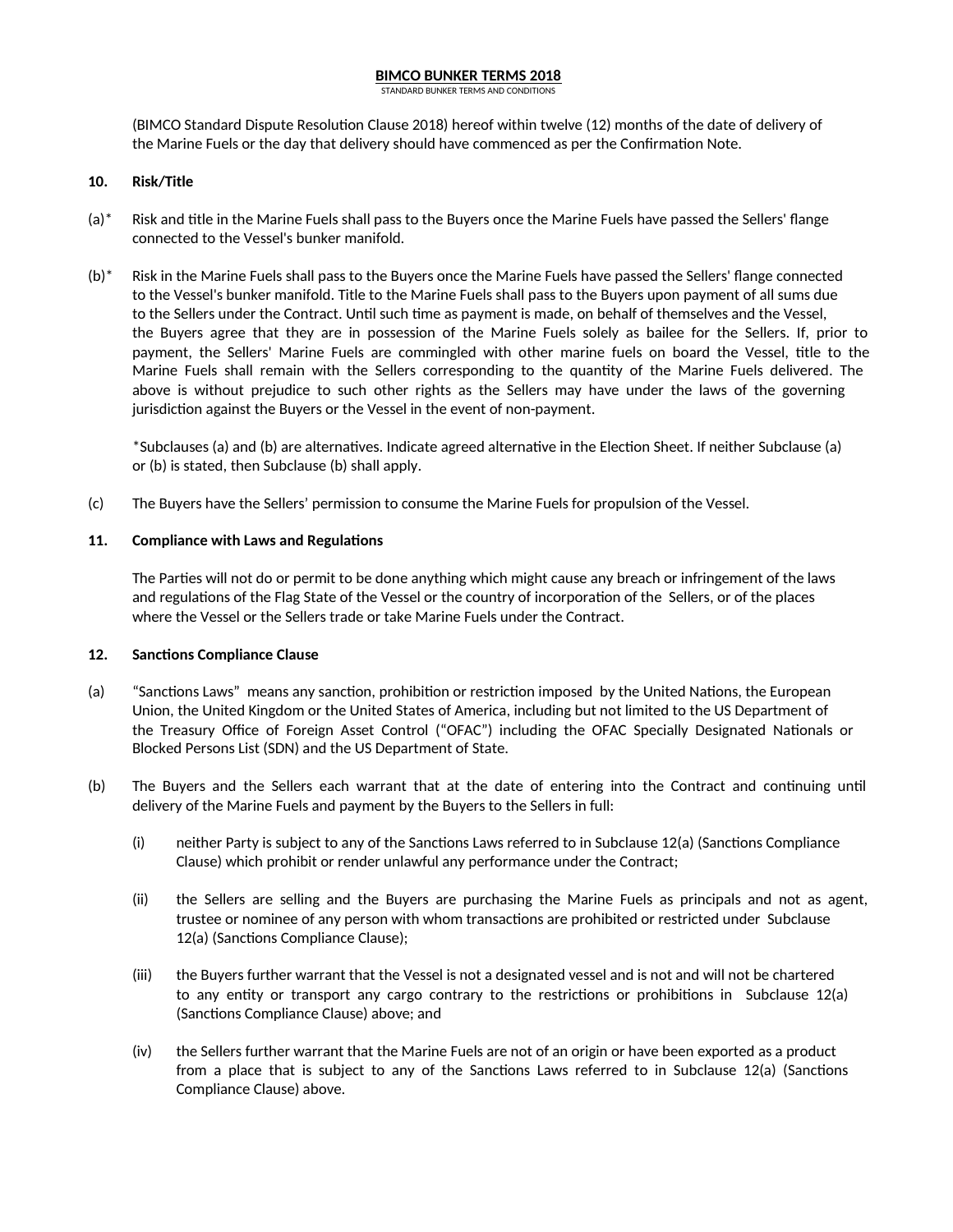(BIMCO Standard Dispute Resolution Clause 2018) hereof within twelve (12) months of the date of delivery of the Marine Fuels or the day that delivery should have commenced as per the Confirmation Note.

**10. Risk/Title**

(a)* Risk and title in the Marine Fuels shall pass to the Buyers once the Marine Fuels have passed the Sellers' flange connected to the Vessel's bunker manifold.

(b)* Risk in the Marine Fuels shall pass to the Buyers once the Marine Fuels have passed the Sellers' flange connected to the Vessel's bunker manifold. Title to the Marine Fuels shall pass to the Buyers upon payment of all sums due to the Sellers under the Contract. Until such time as payment is made, on behalf of themselves and the Vessel, the Buyers agree that they are in possession of the Marine Fuels solely as bailee for the Sellers. If, prior to payment, the Sellers' Marine Fuels are commingled with other marine fuels on board the Vessel, title to the Marine Fuels shall remain with the Sellers corresponding to the quantity of the Marine Fuels delivered. The above is without prejudice to such other rights as the Sellers may have under the laws of the governing jurisdiction against the Buyers or the Vessel in the event of non-payment.

*Subclauses (a) and (b) are alternatives. Indicate agreed alternative in the Election Sheet. If neither Subclause (a) or (b) is stated, then Subclause (b) shall apply.

(c) The Buyers have the Sellers' permission to consume the Marine Fuels for propulsion of the Vessel.

**11. Compliance with Laws and Regulations**

The Parties will not do or permit to be done anything which might cause any breach or infringement of the laws and regulations of the Flag State of the Vessel or the country of incorporation of the Sellers, or of the places where the Vessel or the Sellers trade or take Marine Fuels under the Contract.

**12. Sanctions Compliance Clause**

(a) "Sanctions Laws" means any sanction, prohibition or restriction imposed by the United Nations, the European Union, the United Kingdom or the United States of America, including but not limited to the US Department of the Treasury Office of Foreign Asset Control ("OFAC") including the OFAC Specially Designated Nationals or Blocked Persons List (SDN) and the US Department of State.

(b) The Buyers and the Sellers each warrant that at the date of entering into the Contract and continuing until delivery of the Marine Fuels and payment by the Buyers to the Sellers in full:

(i) neither Party is subject to any of the Sanctions Laws referred to in Subclause 12(a) (Sanctions Compliance Clause) which prohibit or render unlawful any performance under the Contract;

(ii) the Sellers are selling and the Buyers are purchasing the Marine Fuels as principals and not as agent, trustee or nominee of any person with whom transactions are prohibited or restricted under Subclause 12(a) (Sanctions Compliance Clause);

(iii) the Buyers further warrant that the Vessel is not a designated vessel and is not and will not be chartered to any entity or transport any cargo contrary to the restrictions or prohibitions in Subclause 12(a) (Sanctions Compliance Clause) above; and

(iv) the Sellers further warrant that the Marine Fuels are not of an origin or have been exported as a product from a place that is subject to any of the Sanctions Laws referred to in Subclause 12(a) (Sanctions Compliance Clause) above.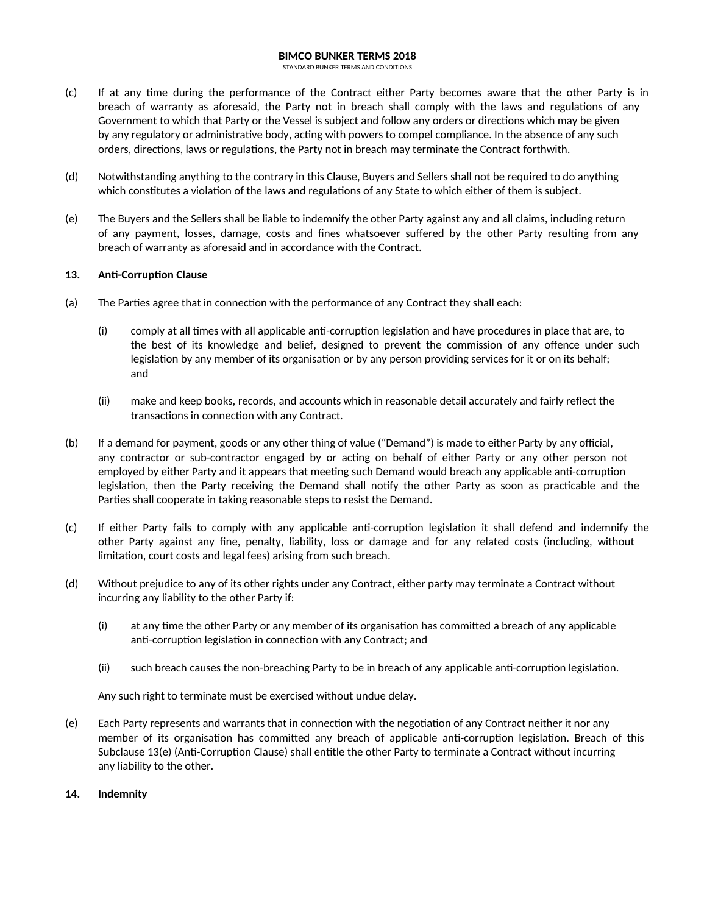(c) If at any time during the performance of the Contract either Party becomes aware that the other Party is in breach of warranty as aforesaid, the Party not in breach shall comply with the laws and regulations of any Government to which that Party or the Vessel is subject and follow any orders or directions which may be given by any regulatory or administrative body, acting with powers to compel compliance. In the absence of any such orders, directions, laws or regulations, the Party not in breach may terminate the Contract forthwith.

(d) Notwithstanding anything to the contrary in this Clause, Buyers and Sellers shall not be required to do anything which constitutes a violation of the laws and regulations of any State to which either of them is subject.

(e) The Buyers and the Sellers shall be liable to indemnify the other Party against any and all claims, including return of any payment, losses, damage, costs and fines whatsoever suffered by the other Party resulting from any breach of warranty as aforesaid and in accordance with the Contract.

**13. Anti-Corruption Clause**

(a) The Parties agree that in connection with the performance of any Contract they shall each:

(i) comply at all times with all applicable anti-corruption legislation and have procedures in place that are, to the best of its knowledge and belief, designed to prevent the commission of any offence under such legislation by any member of its organisation or by any person providing services for it or on its behalf; and

(ii) make and keep books, records, and accounts which in reasonable detail accurately and fairly reflect the transactions in connection with any Contract.

(b) If a demand for payment, goods or any other thing of value ("Demand") is made to either Party by any official, any contractor or sub-contractor engaged by or acting on behalf of either Party or any other person not employed by either Party and it appears that meeting such Demand would breach any applicable anti-corruption legislation, then the Party receiving the Demand shall notify the other Party as soon as practicable and the Parties shall cooperate in taking reasonable steps to resist the Demand.

(c) If either Party fails to comply with any applicable anti-corruption legislation it shall defend and indemnify the other Party against any fine, penalty, liability, loss or damage and for any related costs (including, without limitation, court costs and legal fees) arising from such breach.

(d) Without prejudice to any of its other rights under any Contract, either party may terminate a Contract without incurring any liability to the other Party if:

(i) at any time the other Party or any member of its organisation has committed a breach of any applicable anti-corruption legislation in connection with any Contract; and

(ii) such breach causes the non-breaching Party to be in breach of any applicable anti-corruption legislation.

Any such right to terminate must be exercised without undue delay.

(e) Each Party represents and warrants that in connection with the negotiation of any Contract neither it nor any member of its organisation has committed any breach of applicable anti-corruption legislation. Breach of this Subclause 13(e) (Anti-Corruption Clause) shall entitle the other Party to terminate a Contract without incurring any liability to the other.

**14. Indemnity**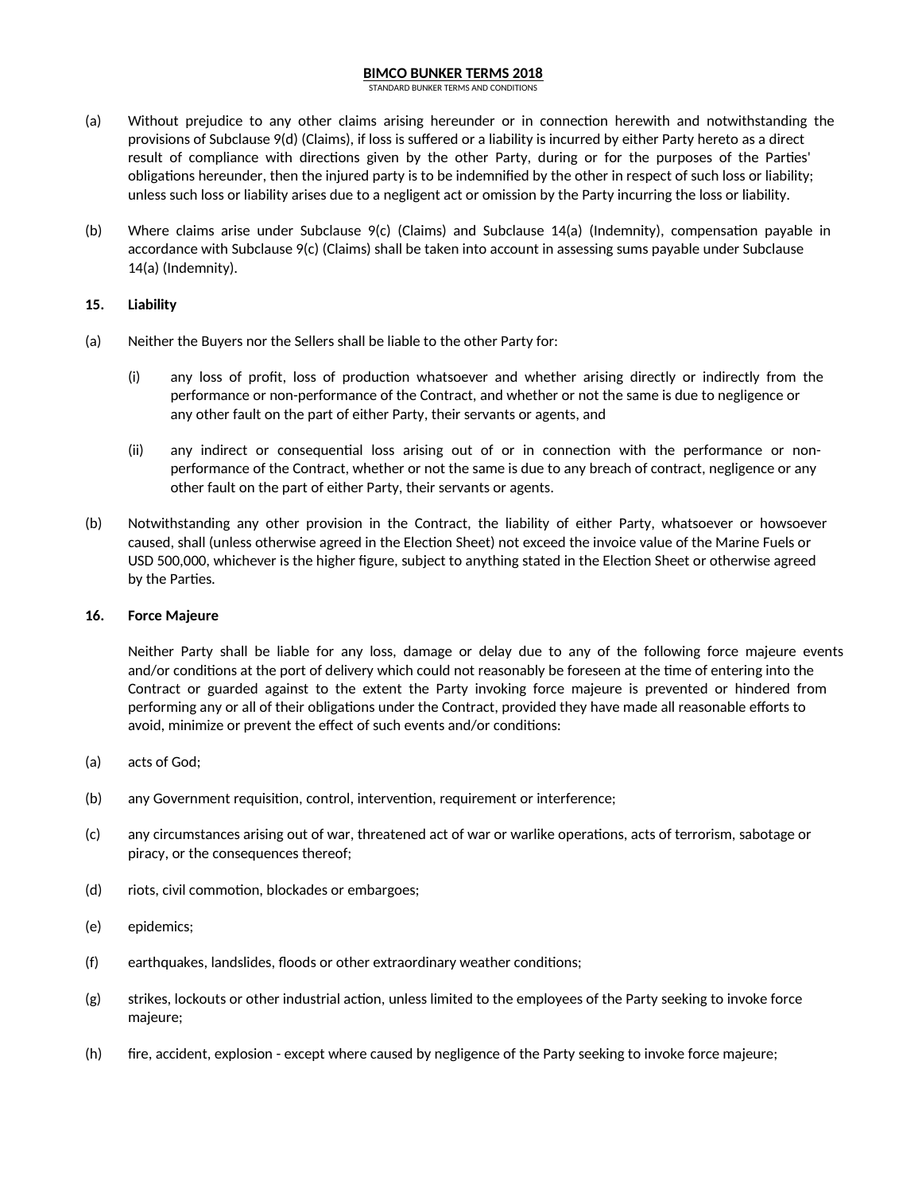(a) Without prejudice to any other claims arising hereunder or in connection herewith and notwithstanding the provisions of Subclause 9(d) (Claims), if loss is suffered or a liability is incurred by either Party hereto as a direct result of compliance with directions given by the other Party, during or for the purposes of the Parties' obligations hereunder, then the injured party is to be indemnified by the other in respect of such loss or liability; unless such loss or liability arises due to a negligent act or omission by the Party incurring the loss or liability.

(b) Where claims arise under Subclause 9(c) (Claims) and Subclause 14(a) (Indemnity), compensation payable in accordance with Subclause 9(c) (Claims) shall be taken into account in assessing sums payable under Subclause 14(a) (Indemnity).

**15. Liability**

(a) Neither the Buyers nor the Sellers shall be liable to the other Party for:

(i) any loss of profit, loss of production whatsoever and whether arising directly or indirectly from the performance or non-performance of the Contract, and whether or not the same is due to negligence or any other fault on the part of either Party, their servants or agents, and

(ii) any indirect or consequential loss arising out of or in connection with the performance or non-performance of the Contract, whether or not the same is due to any breach of contract, negligence or any other fault on the part of either Party, their servants or agents.

(b) Notwithstanding any other provision in the Contract, the liability of either Party, whatsoever or howsoever caused, shall (unless otherwise agreed in the Election Sheet) not exceed the invoice value of the Marine Fuels or USD 500,000, whichever is the higher figure, subject to anything stated in the Election Sheet or otherwise agreed by the Parties.

**16. Force Majeure**

Neither Party shall be liable for any loss, damage or delay due to any of the following force majeure events and/or conditions at the port of delivery which could not reasonably be foreseen at the time of entering into the Contract or guarded against to the extent the Party invoking force majeure is prevented or hindered from performing any or all of their obligations under the Contract, provided they have made all reasonable efforts to avoid, minimize or prevent the effect of such events and/or conditions:

(a) acts of God;

(b) any Government requisition, control, intervention, requirement or interference;

(c) any circumstances arising out of war, threatened act of war or warlike operations, acts of terrorism, sabotage or piracy, or the consequences thereof;

(d) riots, civil commotion, blockades or embargoes;

(e) epidemics;

(f) earthquakes, landslides, floods or other extraordinary weather conditions;

(g) strikes, lockouts or other industrial action, unless limited to the employees of the Party seeking to invoke force majeure;

(h) fire, accident, explosion - except where caused by negligence of the Party seeking to invoke force majeure;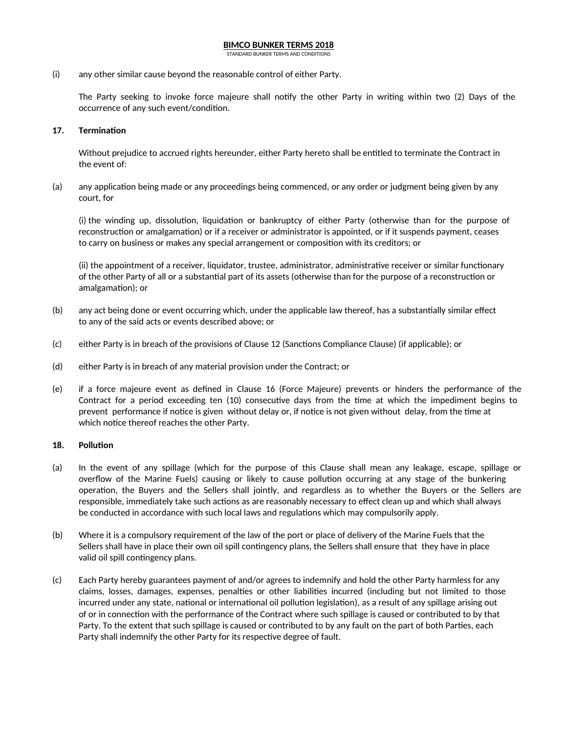(i) any other similar cause beyond the reasonable control of either Party.

The Party seeking to invoke force majeure shall notify the other Party in writing within two (2) Days of the occurrence of any such event/condition.

**17. Termination**

Without prejudice to accrued rights hereunder, either Party hereto shall be entitled to terminate the Contract in the event of:

(a) any application being made or any proceedings being commenced, or any order or judgment being given by any court, for

(i) the winding up, dissolution, liquidation or bankruptcy of either Party (otherwise than for the purpose of reconstruction or amalgamation) or if a receiver or administrator is appointed, or if it suspends payment, ceases to carry on business or makes any special arrangement or composition with its creditors; or

(ii) the appointment of a receiver, liquidator, trustee, administrator, administrative receiver or similar functionary of the other Party of all or a substantial part of its assets (otherwise than for the purpose of a reconstruction or amalgamation); or

(b) any act being done or event occurring which, under the applicable law thereof, has a substantially similar effect to any of the said acts or events described above; or

(c) either Party is in breach of the provisions of Clause 12 (Sanctions Compliance Clause) (if applicable); or

(d) either Party is in breach of any material provision under the Contract; or

(e) if a force majeure event as defined in Clause 16 (Force Majeure) prevents or hinders the performance of the Contract for a period exceeding ten (10) consecutive days from the time at which the impediment begins to prevent performance if notice is given without delay or, if notice is not given without delay, from the time at which notice thereof reaches the other Party.

**18. Pollution**

(a) In the event of any spillage (which for the purpose of this Clause shall mean any leakage, escape, spillage or overflow of the Marine Fuels) causing or likely to cause pollution occurring at any stage of the bunkering operation, the Buyers and the Sellers shall jointly, and regardless as to whether the Buyers or the Sellers are responsible, immediately take such actions as are reasonably necessary to effect clean up and which shall always be conducted in accordance with such local laws and regulations which may compulsorily apply.

(b) Where it is a compulsory requirement of the law of the port or place of delivery of the Marine Fuels that the Sellers shall have in place their own oil spill contingency plans, the Sellers shall ensure that they have in place valid oil spill contingency plans.

(c) Each Party hereby guarantees payment of and/or agrees to indemnify and hold the other Party harmless for any claims, losses, damages, expenses, penalties or other liabilities incurred (including but not limited to those incurred under any state, national or international oil pollution legislation), as a result of any spillage arising out of or in connection with the performance of the Contract where such spillage is caused or contributed to by that Party. To the extent that such spillage is caused or contributed to by any fault on the part of both Parties, each Party shall indemnify the other Party for its respective degree of fault.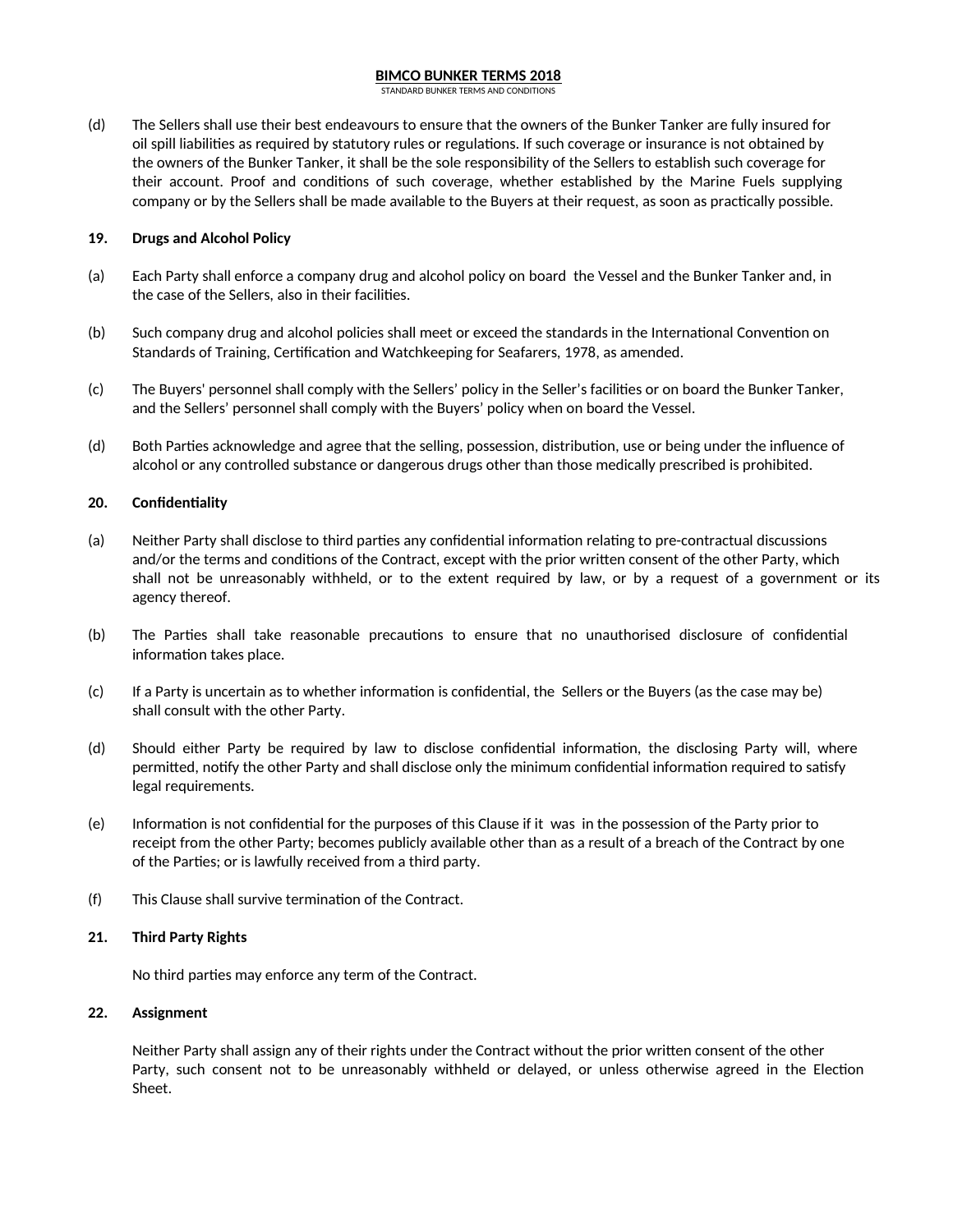(d) The Sellers shall use their best endeavours to ensure that the owners of the Bunker Tanker are fully insured for oil spill liabilities as required by statutory rules or regulations. If such coverage or insurance is not obtained by the owners of the Bunker Tanker, it shall be the sole responsibility of the Sellers to establish such coverage for their account. Proof and conditions of such coverage, whether established by the Marine Fuels supplying company or by the Sellers shall be made available to the Buyers at their request, as soon as practically possible.

**19. Drugs and Alcohol Policy**

(a) Each Party shall enforce a company drug and alcohol policy on board the Vessel and the Bunker Tanker and, in the case of the Sellers, also in their facilities.

(b) Such company drug and alcohol policies shall meet or exceed the standards in the International Convention on Standards of Training, Certification and Watchkeeping for Seafarers, 1978, as amended.

(c) The Buyers' personnel shall comply with the Sellers' policy in the Seller's facilities or on board the Bunker Tanker, and the Sellers' personnel shall comply with the Buyers' policy when on board the Vessel.

(d) Both Parties acknowledge and agree that the selling, possession, distribution, use or being under the influence of alcohol or any controlled substance or dangerous drugs other than those medically prescribed is prohibited.

**20. Confidentiality**

(a) Neither Party shall disclose to third parties any confidential information relating to pre-contractual discussions and/or the terms and conditions of the Contract, except with the prior written consent of the other Party, which shall not be unreasonably withheld, or to the extent required by law, or by a request of a government or its agency thereof.

(b) The Parties shall take reasonable precautions to ensure that no unauthorised disclosure of confidential information takes place.

(c) If a Party is uncertain as to whether information is confidential, the Sellers or the Buyers (as the case may be) shall consult with the other Party.

(d) Should either Party be required by law to disclose confidential information, the disclosing Party will, where permitted, notify the other Party and shall disclose only the minimum confidential information required to satisfy legal requirements.

(e) Information is not confidential for the purposes of this Clause if it was in the possession of the Party prior to receipt from the other Party; becomes publicly available other than as a result of a breach of the Contract by one of the Parties; or is lawfully received from a third party.

(f) This Clause shall survive termination of the Contract.

**21. Third Party Rights**

No third parties may enforce any term of the Contract.

**22. Assignment**

Neither Party shall assign any of their rights under the Contract without the prior written consent of the other Party, such consent not to be unreasonably withheld or delayed, or unless otherwise agreed in the Election Sheet.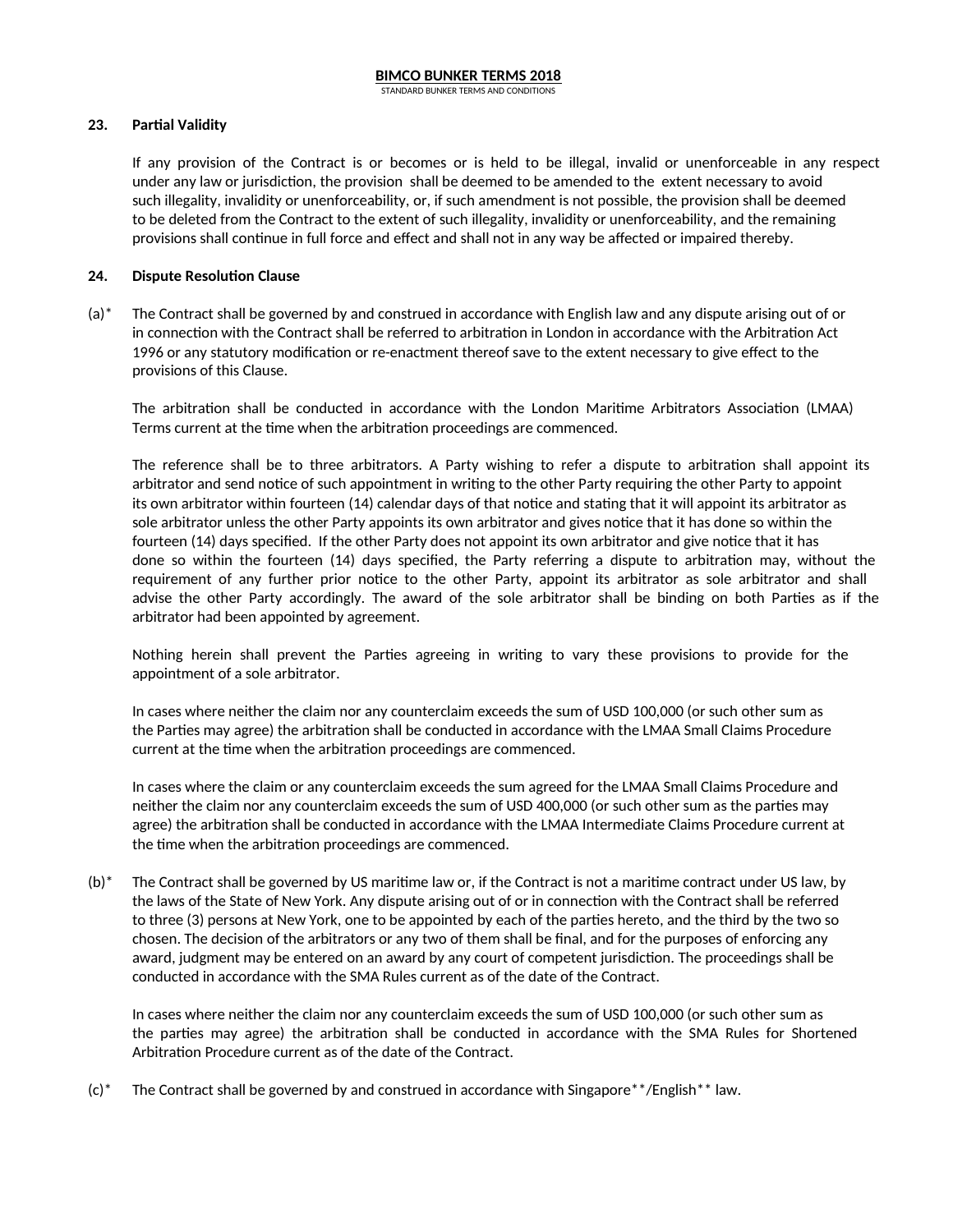## 23. Partial Validity

If any provision of the Contract is or becomes or is held to be illegal, invalid or unenforceable in any respect under any law or jurisdiction, the provision shall be deemed to be amended to the extent necessary to avoid such illegality, invalidity or unenforceability, or, if such amendment is not possible, the provision shall be deemed to be deleted from the Contract to the extent of such illegality, invalidity or unenforceability, and the remaining provisions shall continue in full force and effect and shall not in any way be affected or impaired thereby.

## 24. Dispute Resolution Clause

(a)* The Contract shall be governed by and construed in accordance with English law and any dispute arising out of or in connection with the Contract shall be referred to arbitration in London in accordance with the Arbitration Act 1996 or any statutory modification or re-enactment thereof save to the extent necessary to give effect to the provisions of this Clause.

The arbitration shall be conducted in accordance with the London Maritime Arbitrators Association (LMAA) Terms current at the time when the arbitration proceedings are commenced.

The reference shall be to three arbitrators. A Party wishing to refer a dispute to arbitration shall appoint its arbitrator and send notice of such appointment in writing to the other Party requiring the other Party to appoint its own arbitrator within fourteen (14) calendar days of that notice and stating that it will appoint its arbitrator as sole arbitrator unless the other Party appoints its own arbitrator and gives notice that it has done so within the fourteen (14) days specified. If the other Party does not appoint its own arbitrator and give notice that it has done so within the fourteen (14) days specified, the Party referring a dispute to arbitration may, without the requirement of any further prior notice to the other Party, appoint its arbitrator as sole arbitrator and shall advise the other Party accordingly. The award of the sole arbitrator shall be binding on both Parties as if the arbitrator had been appointed by agreement.

Nothing herein shall prevent the Parties agreeing in writing to vary these provisions to provide for the appointment of a sole arbitrator.

In cases where neither the claim nor any counterclaim exceeds the sum of USD 100,000 (or such other sum as the Parties may agree) the arbitration shall be conducted in accordance with the LMAA Small Claims Procedure current at the time when the arbitration proceedings are commenced.

In cases where the claim or any counterclaim exceeds the sum agreed for the LMAA Small Claims Procedure and neither the claim nor any counterclaim exceeds the sum of USD 400,000 (or such other sum as the parties may agree) the arbitration shall be conducted in accordance with the LMAA Intermediate Claims Procedure current at the time when the arbitration proceedings are commenced.

(b)* The Contract shall be governed by US maritime law or, if the Contract is not a maritime contract under US law, by the laws of the State of New York. Any dispute arising out of or in connection with the Contract shall be referred to three (3) persons at New York, one to be appointed by each of the parties hereto, and the third by the two so chosen. The decision of the arbitrators or any two of them shall be final, and for the purposes of enforcing any award, judgment may be entered on an award by any court of competent jurisdiction. The proceedings shall be conducted in accordance with the SMA Rules current as of the date of the Contract.

In cases where neither the claim nor any counterclaim exceeds the sum of USD 100,000 (or such other sum as the parties may agree) the arbitration shall be conducted in accordance with the SMA Rules for Shortened Arbitration Procedure current as of the date of the Contract.

(c)* The Contract shall be governed by and construed in accordance with Singapore**/English** law.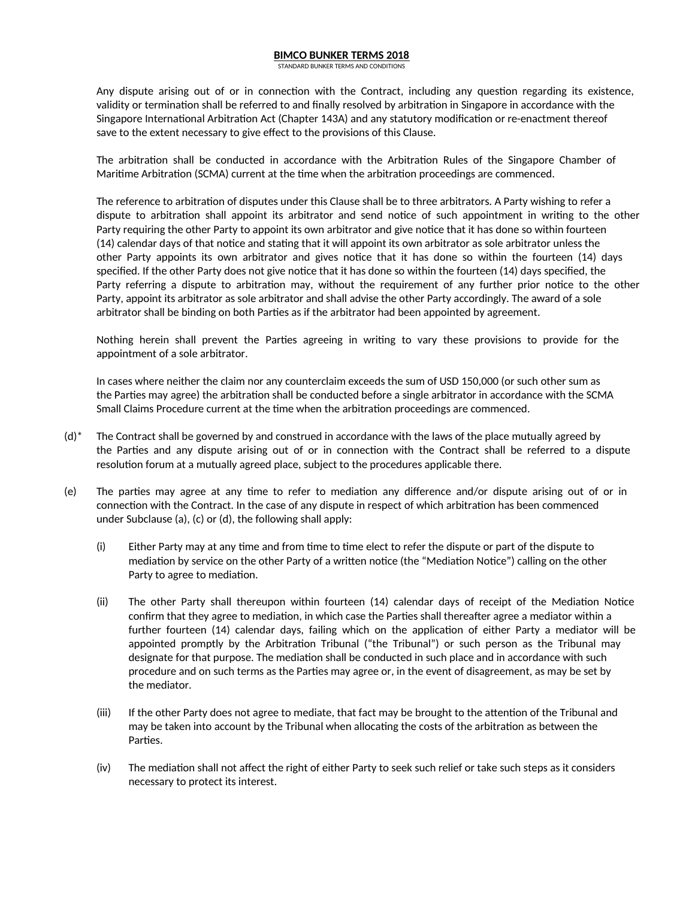Any dispute arising out of or in connection with the Contract, including any question regarding its existence, validity or termination shall be referred to and finally resolved by arbitration in Singapore in accordance with the Singapore International Arbitration Act (Chapter 143A) and any statutory modification or re-enactment thereof save to the extent necessary to give effect to the provisions of this Clause.

The arbitration shall be conducted in accordance with the Arbitration Rules of the Singapore Chamber of Maritime Arbitration (SCMA) current at the time when the arbitration proceedings are commenced.

The reference to arbitration of disputes under this Clause shall be to three arbitrators. A Party wishing to refer a dispute to arbitration shall appoint its arbitrator and send notice of such appointment in writing to the other Party requiring the other Party to appoint its own arbitrator and give notice that it has done so within fourteen (14) calendar days of that notice and stating that it will appoint its own arbitrator as sole arbitrator unless the other Party appoints its own arbitrator and gives notice that it has done so within the fourteen (14) days specified. If the other Party does not give notice that it has done so within the fourteen (14) days specified, the Party referring a dispute to arbitration may, without the requirement of any further prior notice to the other Party, appoint its arbitrator as sole arbitrator and shall advise the other Party accordingly. The award of a sole arbitrator shall be binding on both Parties as if the arbitrator had been appointed by agreement.

Nothing herein shall prevent the Parties agreeing in writing to vary these provisions to provide for the appointment of a sole arbitrator.

In cases where neither the claim nor any counterclaim exceeds the sum of USD 150,000 (or such other sum as the Parties may agree) the arbitration shall be conducted before a single arbitrator in accordance with the SCMA Small Claims Procedure current at the time when the arbitration proceedings are commenced.

(d)* The Contract shall be governed by and construed in accordance with the laws of the place mutually agreed by the Parties and any dispute arising out of or in connection with the Contract shall be referred to a dispute resolution forum at a mutually agreed place, subject to the procedures applicable there.

(e) The parties may agree at any time to refer to mediation any difference and/or dispute arising out of or in connection with the Contract. In the case of any dispute in respect of which arbitration has been commenced under Subclause (a), (c) or (d), the following shall apply:

(i) Either Party may at any time and from time to time elect to refer the dispute or part of the dispute to mediation by service on the other Party of a written notice (the "Mediation Notice") calling on the other Party to agree to mediation.

(ii) The other Party shall thereupon within fourteen (14) calendar days of receipt of the Mediation Notice confirm that they agree to mediation, in which case the Parties shall thereafter agree a mediator within a further fourteen (14) calendar days, failing which on the application of either Party a mediator will be appointed promptly by the Arbitration Tribunal ("the Tribunal") or such person as the Tribunal may designate for that purpose. The mediation shall be conducted in such place and in accordance with such procedure and on such terms as the Parties may agree or, in the event of disagreement, as may be set by the mediator.

(iii) If the other Party does not agree to mediate, that fact may be brought to the attention of the Tribunal and may be taken into account by the Tribunal when allocating the costs of the arbitration as between the Parties.

(iv) The mediation shall not affect the right of either Party to seek such relief or take such steps as it considers necessary to protect its interest.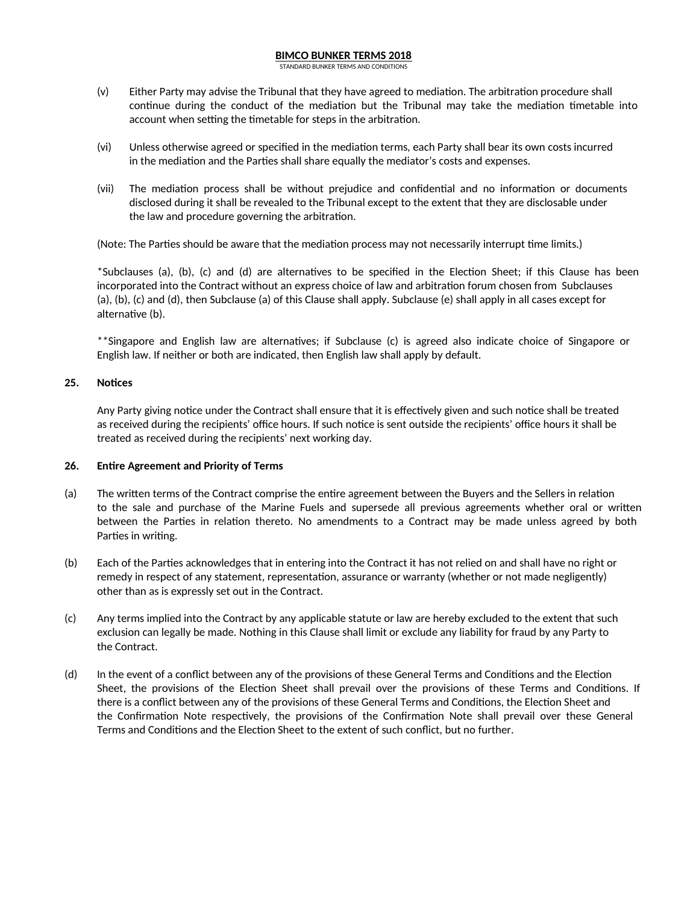(v) Either Party may advise the Tribunal that they have agreed to mediation. The arbitration procedure shall continue during the conduct of the mediation but the Tribunal may take the mediation timetable into account when setting the timetable for steps in the arbitration.

(vi) Unless otherwise agreed or specified in the mediation terms, each Party shall bear its own costs incurred in the mediation and the Parties shall share equally the mediator's costs and expenses.

(vii) The mediation process shall be without prejudice and confidential and no information or documents disclosed during it shall be revealed to the Tribunal except to the extent that they are disclosable under the law and procedure governing the arbitration.

(Note: The Parties should be aware that the mediation process may not necessarily interrupt time limits.)

*Subclauses (a), (b), (c) and (d) are alternatives to be specified in the Election Sheet; if this Clause has been incorporated into the Contract without an express choice of law and arbitration forum chosen from Subclauses (a), (b), (c) and (d), then Subclause (a) of this Clause shall apply. Subclause (e) shall apply in all cases except for alternative (b).

**Singapore and English law are alternatives; if Subclause (c) is agreed also indicate choice of Singapore or English law. If neither or both are indicated, then English law shall apply by default.

## 25. Notices

Any Party giving notice under the Contract shall ensure that it is effectively given and such notice shall be treated as received during the recipients' office hours. If such notice is sent outside the recipients' office hours it shall be treated as received during the recipients' next working day.

## 26. Entire Agreement and Priority of Terms

(a) The written terms of the Contract comprise the entire agreement between the Buyers and the Sellers in relation to the sale and purchase of the Marine Fuels and supersede all previous agreements whether oral or written between the Parties in relation thereto. No amendments to a Contract may be made unless agreed by both Parties in writing.

(b) Each of the Parties acknowledges that in entering into the Contract it has not relied on and shall have no right or remedy in respect of any statement, representation, assurance or warranty (whether or not made negligently) other than as is expressly set out in the Contract.

(c) Any terms implied into the Contract by any applicable statute or law are hereby excluded to the extent that such exclusion can legally be made. Nothing in this Clause shall limit or exclude any liability for fraud by any Party to the Contract.

(d) In the event of a conflict between any of the provisions of these General Terms and Conditions and the Election Sheet, the provisions of the Election Sheet shall prevail over the provisions of these Terms and Conditions. If there is a conflict between any of the provisions of these General Terms and Conditions, the Election Sheet and the Confirmation Note respectively, the provisions of the Confirmation Note shall prevail over these General Terms and Conditions and the Election Sheet to the extent of such conflict, but no further.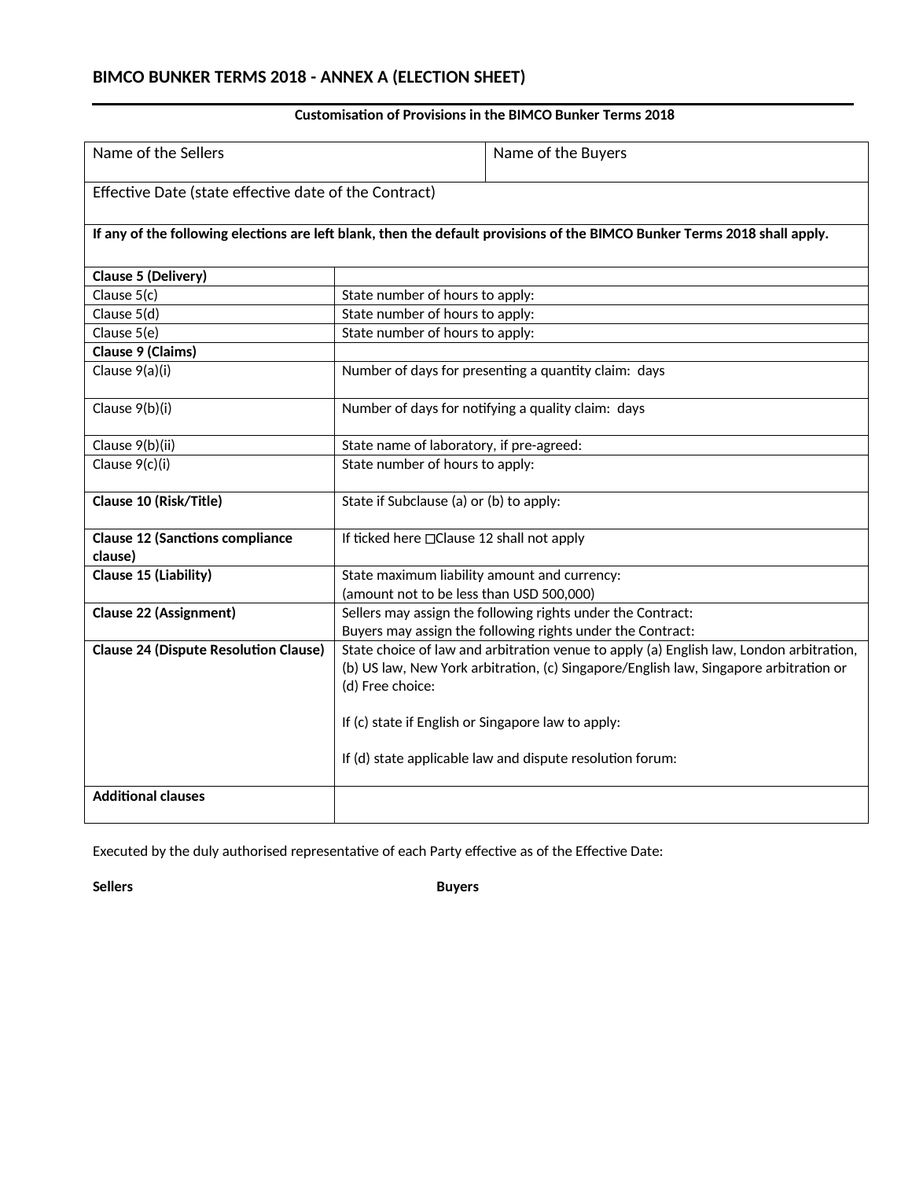## BIMCO BUNKER TERMS 2018 - ANNEX A (ELECTION SHEET)

**Customisation of Provisions in the BIMCO Bunker Terms 2018**

| | |
|---|---|
| Name of the Sellers | Name of the Buyers |
| Effective Date (state effective date of the Contract) | |
| **If any of the following elections are left blank, then the default provisions of the BIMCO Bunker Terms 2018 shall apply.** | |
| **Clause 5 (Delivery)** | |
| Clause 5(c) | State number of hours to apply: |
| Clause 5(d) | State number of hours to apply: |
| Clause 5(e) | State number of hours to apply: |
| **Clause 9 (Claims)** | |
| Clause 9(a)(i) | Number of days for presenting a quantity claim: days |
| Clause 9(b)(i) | Number of days for notifying a quality claim: days |
| Clause 9(b)(ii) | State name of laboratory, if pre-agreed: |
| Clause 9(c)(i) | State number of hours to apply: |
| **Clause 10 (Risk/Title)** | State if Subclause (a) or (b) to apply: |
| **Clause 12 (Sanctions compliance clause)** | If ticked here ☐Clause 12 shall not apply |
| **Clause 15 (Liability)** | State maximum liability amount and currency:<br>(amount not to be less than USD 500,000) |
| **Clause 22 (Assignment)** | Sellers may assign the following rights under the Contract:<br>Buyers may assign the following rights under the Contract: |
| **Clause 24 (Dispute Resolution Clause)** | State choice of law and arbitration venue to apply (a) English law, London arbitration, (b) US law, New York arbitration, (c) Singapore/English law, Singapore arbitration or (d) Free choice:<br><br>If (c) state if English or Singapore law to apply:<br><br>If (d) state applicable law and dispute resolution forum: |
| **Additional clauses** | |

Executed by the duly authorised representative of each Party effective as of the Effective Date:

**Sellers** **Buyers**